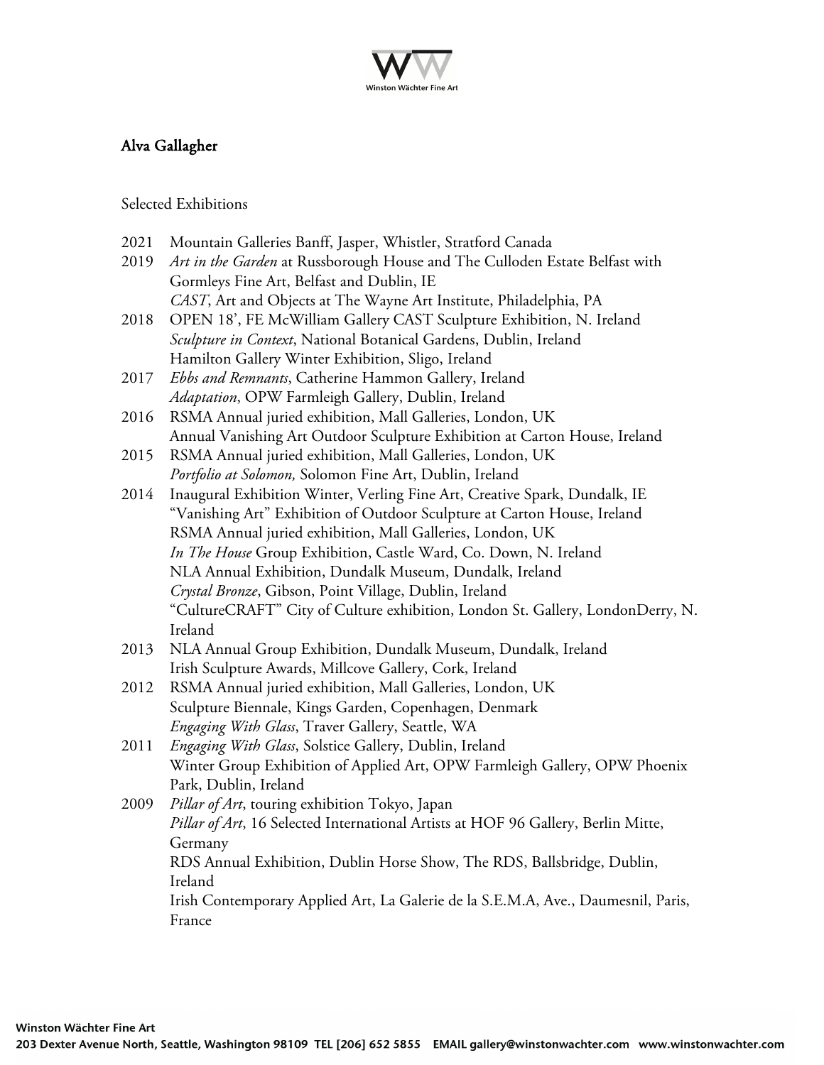# Alva Gallagher

## Selected Exhibitions

2021 Mountain Galleries Banff, Jasper, Whistler, Stratford Canada

2019 *Art in the Garden* at Russborough House and The Culloden Estate Belfast with Gormleys Fine Art, Belfast and Dublin, IE
*CAST*, Art and Objects at The Wayne Art Institute, Philadelphia, PA

2018 OPEN 18', FE McWilliam Gallery CAST Sculpture Exhibition, N. Ireland
*Sculpture in Context*, National Botanical Gardens, Dublin, Ireland
Hamilton Gallery Winter Exhibition, Sligo, Ireland

2017 *Ebbs and Remnants*, Catherine Hammon Gallery, Ireland
*Adaptation*, OPW Farmleigh Gallery, Dublin, Ireland

2016 RSMA Annual juried exhibition, Mall Galleries, London, UK
Annual Vanishing Art Outdoor Sculpture Exhibition at Carton House, Ireland

2015 RSMA Annual juried exhibition, Mall Galleries, London, UK
*Portfolio at Solomon,* Solomon Fine Art, Dublin, Ireland

2014 Inaugural Exhibition Winter, Verling Fine Art, Creative Spark, Dundalk, IE
"Vanishing Art" Exhibition of Outdoor Sculpture at Carton House, Ireland
RSMA Annual juried exhibition, Mall Galleries, London, UK
*In The House* Group Exhibition, Castle Ward, Co. Down, N. Ireland
NLA Annual Exhibition, Dundalk Museum, Dundalk, Ireland
*Crystal Bronze*, Gibson, Point Village, Dublin, Ireland
"CultureCRAFT" City of Culture exhibition, London St. Gallery, LondonDerry, N. Ireland

2013 NLA Annual Group Exhibition, Dundalk Museum, Dundalk, Ireland
Irish Sculpture Awards, Millcove Gallery, Cork, Ireland

2012 RSMA Annual juried exhibition, Mall Galleries, London, UK
Sculpture Biennale, Kings Garden, Copenhagen, Denmark
*Engaging With Glass*, Traver Gallery, Seattle, WA

2011 *Engaging With Glass*, Solstice Gallery, Dublin, Ireland
Winter Group Exhibition of Applied Art, OPW Farmleigh Gallery, OPW Phoenix Park, Dublin, Ireland

2009 *Pillar of Art*, touring exhibition Tokyo, Japan
*Pillar of Art*, 16 Selected International Artists at HOF 96 Gallery, Berlin Mitte, Germany
RDS Annual Exhibition, Dublin Horse Show, The RDS, Ballsbridge, Dublin, Ireland
Irish Contemporary Applied Art, La Galerie de la S.E.M.A, Ave., Daumesnil, Paris, France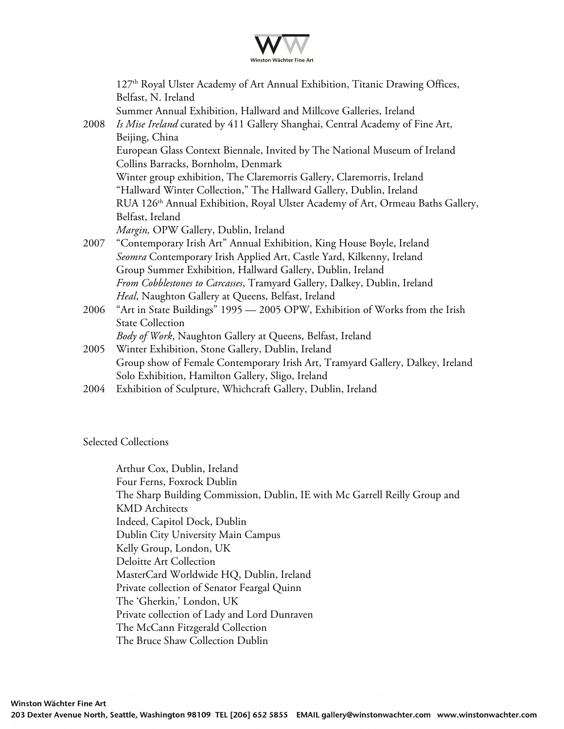127th Royal Ulster Academy of Art Annual Exhibition, Titanic Drawing Offices, Belfast, N. Ireland
Summer Annual Exhibition, Hallward and Millcove Galleries, Ireland

2008 *Is Mise Ireland* curated by 411 Gallery Shanghai, Central Academy of Fine Art, Beijing, China
European Glass Context Biennale, Invited by The National Museum of Ireland Collins Barracks, Bornholm, Denmark
Winter group exhibition, The Claremorris Gallery, Claremorris, Ireland
"Hallward Winter Collection," The Hallward Gallery, Dublin, Ireland
RUA 126th Annual Exhibition, Royal Ulster Academy of Art, Ormeau Baths Gallery, Belfast, Ireland
*Margin,* OPW Gallery, Dublin, Ireland

2007 "Contemporary Irish Art" Annual Exhibition, King House Boyle, Ireland
*Seomra* Contemporary Irish Applied Art, Castle Yard, Kilkenny, Ireland
Group Summer Exhibition, Hallward Gallery, Dublin, Ireland
*From Cobblestones to Carcasses*, Tramyard Gallery, Dalkey, Dublin, Ireland
*Heal*, Naughton Gallery at Queens, Belfast, Ireland

2006 "Art in State Buildings" 1995 — 2005 OPW, Exhibition of Works from the Irish State Collection
*Body of Work*, Naughton Gallery at Queens, Belfast, Ireland

2005 Winter Exhibition, Stone Gallery, Dublin, Ireland
Group show of Female Contemporary Irish Art, Tramyard Gallery, Dalkey, Ireland
Solo Exhibition, Hamilton Gallery, Sligo, Ireland

2004 Exhibition of Sculpture, Whichcraft Gallery, Dublin, Ireland

Selected Collections

Arthur Cox, Dublin, Ireland
Four Ferns, Foxrock Dublin
The Sharp Building Commission, Dublin, IE with Mc Garrell Reilly Group and KMD Architects
Indeed, Capitol Dock, Dublin
Dublin City University Main Campus
Kelly Group, London, UK
Deloitte Art Collection
MasterCard Worldwide HQ, Dublin, Ireland
Private collection of Senator Feargal Quinn
The 'Gherkin,' London, UK
Private collection of Lady and Lord Dunraven
The McCann Fitzgerald Collection
The Bruce Shaw Collection Dublin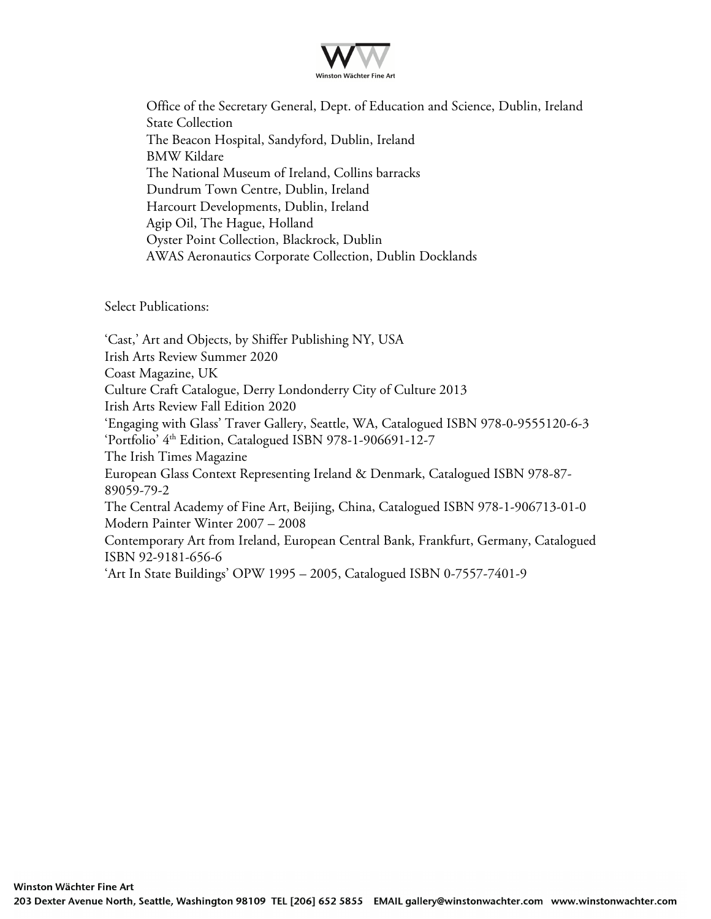Office of the Secretary General, Dept. of Education and Science, Dublin, Ireland
State Collection
The Beacon Hospital, Sandyford, Dublin, Ireland
BMW Kildare
The National Museum of Ireland, Collins barracks
Dundrum Town Centre, Dublin, Ireland
Harcourt Developments, Dublin, Ireland
Agip Oil, The Hague, Holland
Oyster Point Collection, Blackrock, Dublin
AWAS Aeronautics Corporate Collection, Dublin Docklands

Select Publications:

'Cast,' Art and Objects, by Shiffer Publishing NY, USA
Irish Arts Review Summer 2020
Coast Magazine, UK
Culture Craft Catalogue, Derry Londonderry City of Culture 2013
Irish Arts Review Fall Edition 2020
'Engaging with Glass' Traver Gallery, Seattle, WA, Catalogued ISBN 978-0-9555120-6-3
'Portfolio' 4th Edition, Catalogued ISBN 978-1-906691-12-7
The Irish Times Magazine
European Glass Context Representing Ireland & Denmark, Catalogued ISBN 978-87-89059-79-2
The Central Academy of Fine Art, Beijing, China, Catalogued ISBN 978-1-906713-01-0
Modern Painter Winter 2007 – 2008
Contemporary Art from Ireland, European Central Bank, Frankfurt, Germany, Catalogued ISBN 92-9181-656-6
'Art In State Buildings' OPW 1995 – 2005, Catalogued ISBN 0-7557-7401-9